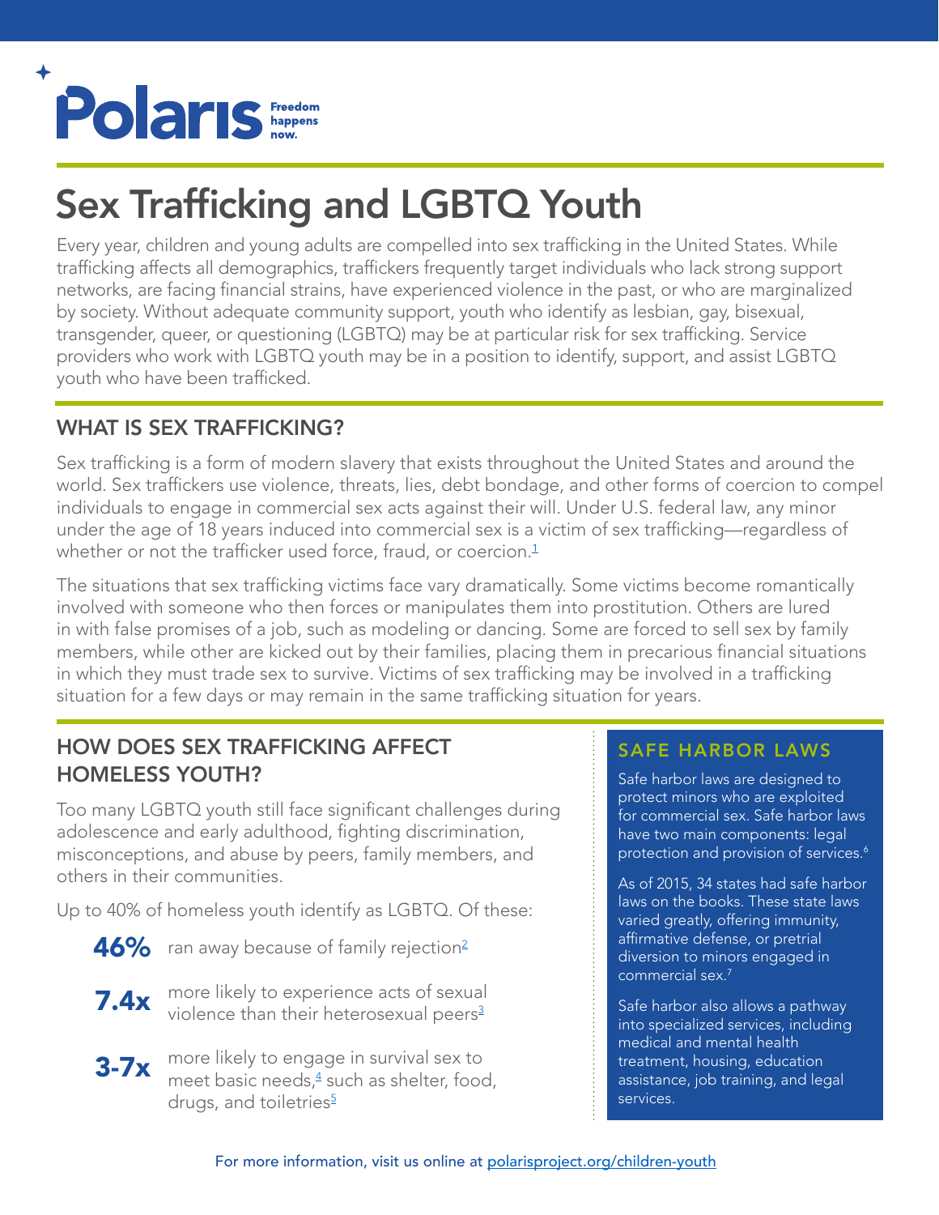Polaris Freedom happens now.

# Sex Trafficking and LGBTQ Youth

Every year, children and young adults are compelled into sex trafficking in the United States. While trafficking affects all demographics, traffickers frequently target individuals who lack strong support networks, are facing financial strains, have experienced violence in the past, or who are marginalized by society. Without adequate community support, youth who identify as lesbian, gay, bisexual, transgender, queer, or questioning (LGBTQ) may be at particular risk for sex trafficking. Service providers who work with LGBTQ youth may be in a position to identify, support, and assist LGBTQ youth who have been trafficked.

## WHAT IS SEX TRAFFICKING?

Sex trafficking is a form of modern slavery that exists throughout the United States and around the world. Sex traffickers use violence, threats, lies, debt bondage, and other forms of coercion to compel individuals to engage in commercial sex acts against their will. Under U.S. federal law, any minor under the age of 18 years induced into commercial sex is a victim of sex trafficking—regardless of whether or not the trafficker used force, fraud, or coercion.[1]

The situations that sex trafficking victims face vary dramatically. Some victims become romantically involved with someone who then forces or manipulates them into prostitution. Others are lured in with false promises of a job, such as modeling or dancing. Some are forced to sell sex by family members, while other are kicked out by their families, placing them in precarious financial situations in which they must trade sex to survive. Victims of sex trafficking may be involved in a trafficking situation for a few days or may remain in the same trafficking situation for years.

## HOW DOES SEX TRAFFICKING AFFECT HOMELESS YOUTH?

Too many LGBTQ youth still face significant challenges during adolescence and early adulthood, fighting discrimination, misconceptions, and abuse by peers, family members, and others in their communities.

Up to 40% of homeless youth identify as LGBTQ. Of these:

- **46%** ran away because of family rejection[2]
- **7.4x** more likely to experience acts of sexual violence than their heterosexual peers[3]
- **3-7x** more likely to engage in survival sex to meet basic needs,[4] such as shelter, food, drugs, and toiletries[5]

## SAFE HARBOR LAWS

Safe harbor laws are designed to protect minors who are exploited for commercial sex. Safe harbor laws have two main components: legal protection and provision of services.[6]

As of 2015, 34 states had safe harbor laws on the books. These state laws varied greatly, offering immunity, affirmative defense, or pretrial diversion to minors engaged in commercial sex.[7]

Safe harbor also allows a pathway into specialized services, including medical and mental health treatment, housing, education assistance, job training, and legal services.

For more information, visit us online at polarisproject.org/children-youth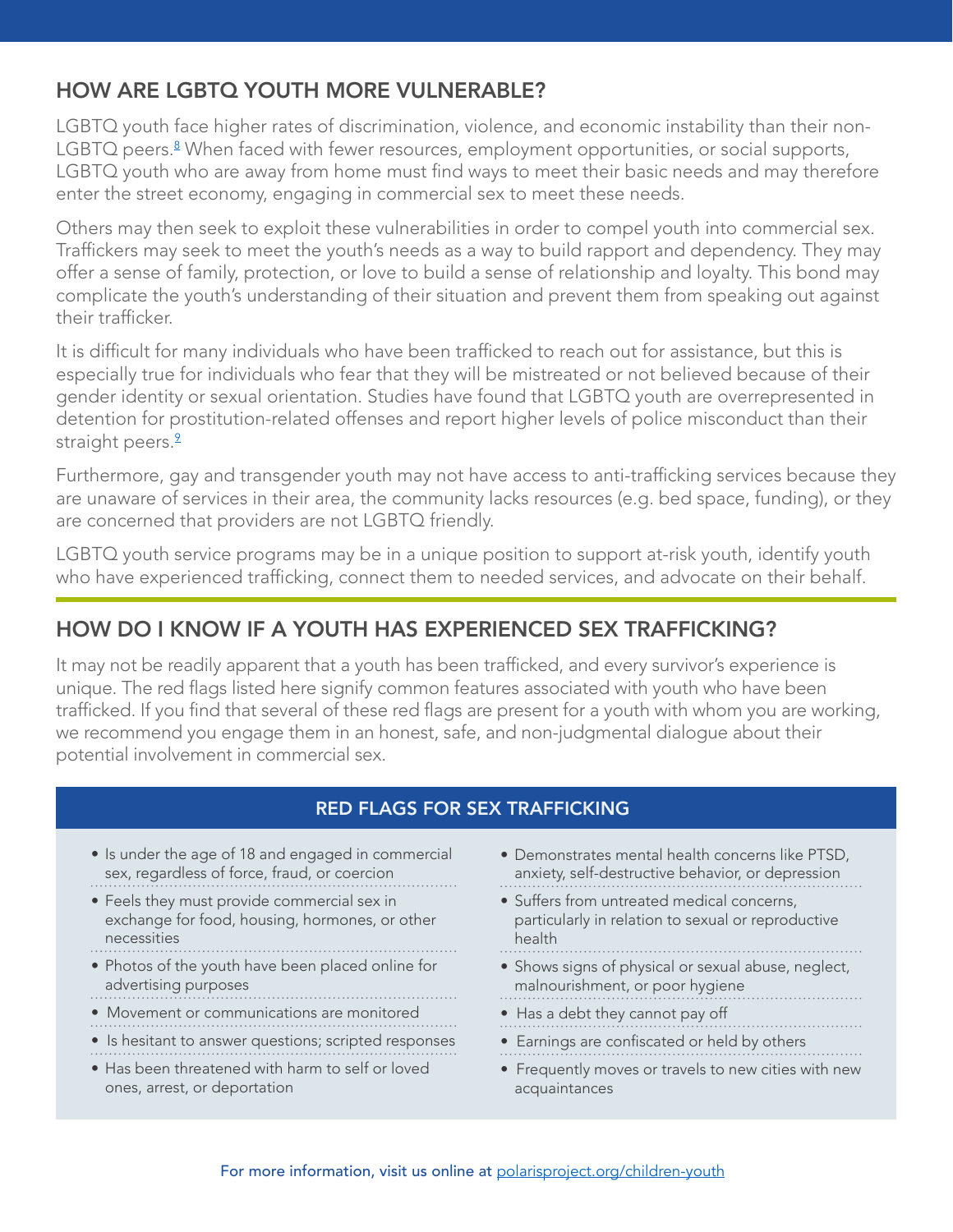## HOW ARE LGBTQ YOUTH MORE VULNERABLE?

LGBTQ youth face higher rates of discrimination, violence, and economic instability than their non-LGBTQ peers.[8] When faced with fewer resources, employment opportunities, or social supports, LGBTQ youth who are away from home must find ways to meet their basic needs and may therefore enter the street economy, engaging in commercial sex to meet these needs.

Others may then seek to exploit these vulnerabilities in order to compel youth into commercial sex. Traffickers may seek to meet the youth's needs as a way to build rapport and dependency. They may offer a sense of family, protection, or love to build a sense of relationship and loyalty. This bond may complicate the youth's understanding of their situation and prevent them from speaking out against their trafficker.

It is difficult for many individuals who have been trafficked to reach out for assistance, but this is especially true for individuals who fear that they will be mistreated or not believed because of their gender identity or sexual orientation. Studies have found that LGBTQ youth are overrepresented in detention for prostitution-related offenses and report higher levels of police misconduct than their straight peers.[9]

Furthermore, gay and transgender youth may not have access to anti-trafficking services because they are unaware of services in their area, the community lacks resources (e.g. bed space, funding), or they are concerned that providers are not LGBTQ friendly.

LGBTQ youth service programs may be in a unique position to support at-risk youth, identify youth who have experienced trafficking, connect them to needed services, and advocate on their behalf.

## HOW DO I KNOW IF A YOUTH HAS EXPERIENCED SEX TRAFFICKING?

It may not be readily apparent that a youth has been trafficked, and every survivor's experience is unique. The red flags listed here signify common features associated with youth who have been trafficked. If you find that several of these red flags are present for a youth with whom you are working, we recommend you engage them in an honest, safe, and non-judgmental dialogue about their potential involvement in commercial sex.

### RED FLAGS FOR SEX TRAFFICKING

- Is under the age of 18 and engaged in commercial sex, regardless of force, fraud, or coercion
- Feels they must provide commercial sex in exchange for food, housing, hormones, or other necessities
- Photos of the youth have been placed online for advertising purposes
- Movement or communications are monitored
- Is hesitant to answer questions; scripted responses
- Has been threatened with harm to self or loved ones, arrest, or deportation
- Demonstrates mental health concerns like PTSD, anxiety, self-destructive behavior, or depression
- Suffers from untreated medical concerns, particularly in relation to sexual or reproductive health
- Shows signs of physical or sexual abuse, neglect, malnourishment, or poor hygiene
- Has a debt they cannot pay off
- Earnings are confiscated or held by others
- Frequently moves or travels to new cities with new acquaintances

For more information, visit us online at polarisproject.org/children-youth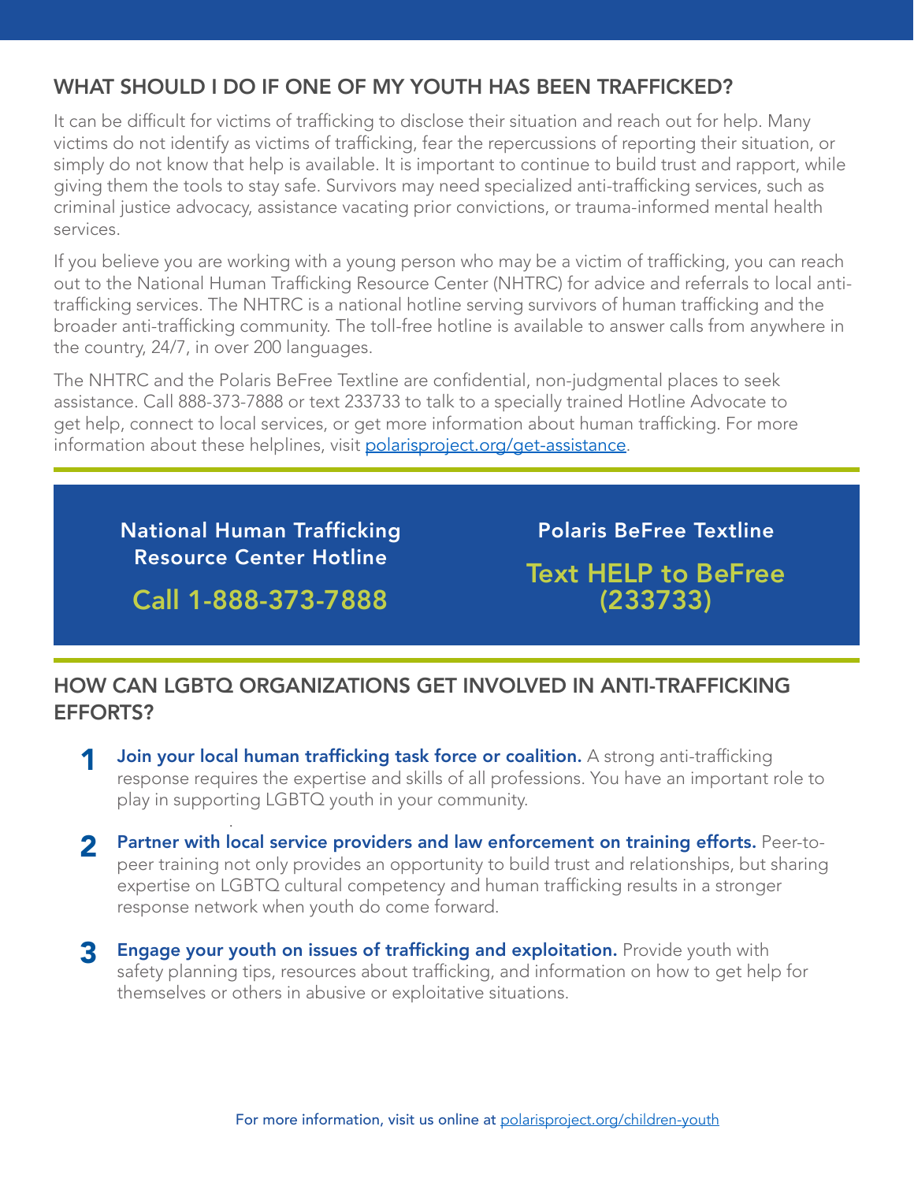## WHAT SHOULD I DO IF ONE OF MY YOUTH HAS BEEN TRAFFICKED?

It can be difficult for victims of trafficking to disclose their situation and reach out for help. Many victims do not identify as victims of trafficking, fear the repercussions of reporting their situation, or simply do not know that help is available. It is important to continue to build trust and rapport, while giving them the tools to stay safe. Survivors may need specialized anti-trafficking services, such as criminal justice advocacy, assistance vacating prior convictions, or trauma-informed mental health services.

If you believe you are working with a young person who may be a victim of trafficking, you can reach out to the National Human Trafficking Resource Center (NHTRC) for advice and referrals to local anti-trafficking services. The NHTRC is a national hotline serving survivors of human trafficking and the broader anti-trafficking community. The toll-free hotline is available to answer calls from anywhere in the country, 24/7, in over 200 languages.

The NHTRC and the Polaris BeFree Textline are confidential, non-judgmental places to seek assistance. Call 888-373-7888 or text 233733 to talk to a specially trained Hotline Advocate to get help, connect to local services, or get more information about human trafficking. For more information about these helplines, visit [polarisproject.org/get-assistance](polarisproject.org/get-assistance).

**National Human Trafficking Resource Center Hotline**

**Call 1-888-373-7888**

**Polaris BeFree Textline**

**Text HELP to BeFree (233733)**

## HOW CAN LGBTQ ORGANIZATIONS GET INVOLVED IN ANTI-TRAFFICKING EFFORTS?

1. **Join your local human trafficking task force or coalition.** A strong anti-trafficking response requires the expertise and skills of all professions. You have an important role to play in supporting LGBTQ youth in your community.

2. **Partner with local service providers and law enforcement on training efforts.** Peer-to-peer training not only provides an opportunity to build trust and relationships, but sharing expertise on LGBTQ cultural competency and human trafficking results in a stronger response network when youth do come forward.

3. **Engage your youth on issues of trafficking and exploitation.** Provide youth with safety planning tips, resources about trafficking, and information on how to get help for themselves or others in abusive or exploitative situations.

For more information, visit us online at [polarisproject.org/children-youth](polarisproject.org/children-youth)